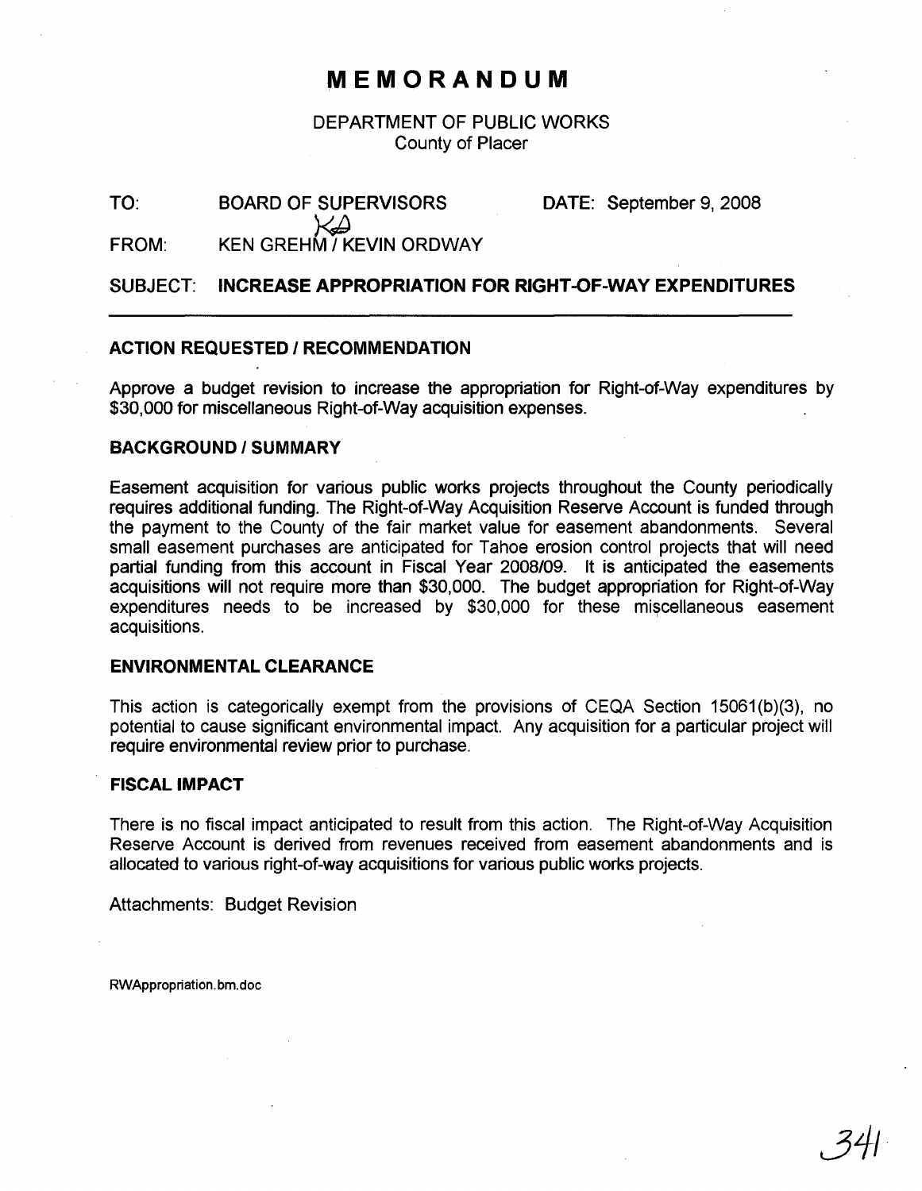# MEMORANDUM

DEPARTMENT OF PUBLIC WORKS
County of Placer

TO: BOARD OF SUPERVISORS DATE: September 9, 2008

FROM: KEN GREHM / KEVIN ORDWAY

SUBJECT: **INCREASE APPROPRIATION FOR RIGHT-OF-WAY EXPENDITURES**

---

### ACTION REQUESTED / RECOMMENDATION

Approve a budget revision to increase the appropriation for Right-of-Way expenditures by $30,000 for miscellaneous Right-of-Way acquisition expenses.

### BACKGROUND / SUMMARY

Easement acquisition for various public works projects throughout the County periodically requires additional funding. The Right-of-Way Acquisition Reserve Account is funded through the payment to the County of the fair market value for easement abandonments. Several small easement purchases are anticipated for Tahoe erosion control projects that will need partial funding from this account in Fiscal Year 2008/09. It is anticipated the easements acquisitions will not require more than $30,000. The budget appropriation for Right-of-Way expenditures needs to be increased by $30,000 for these miscellaneous easement acquisitions.

### ENVIRONMENTAL CLEARANCE

This action is categorically exempt from the provisions of CEQA Section 15061(b)(3), no potential to cause significant environmental impact. Any acquisition for a particular project will require environmental review prior to purchase.

### FISCAL IMPACT

There is no fiscal impact anticipated to result from this action. The Right-of-Way Acquisition Reserve Account is derived from revenues received from easement abandonments and is allocated to various right-of-way acquisitions for various public works projects.

Attachments: Budget Revision

RWAppropriation.bm.doc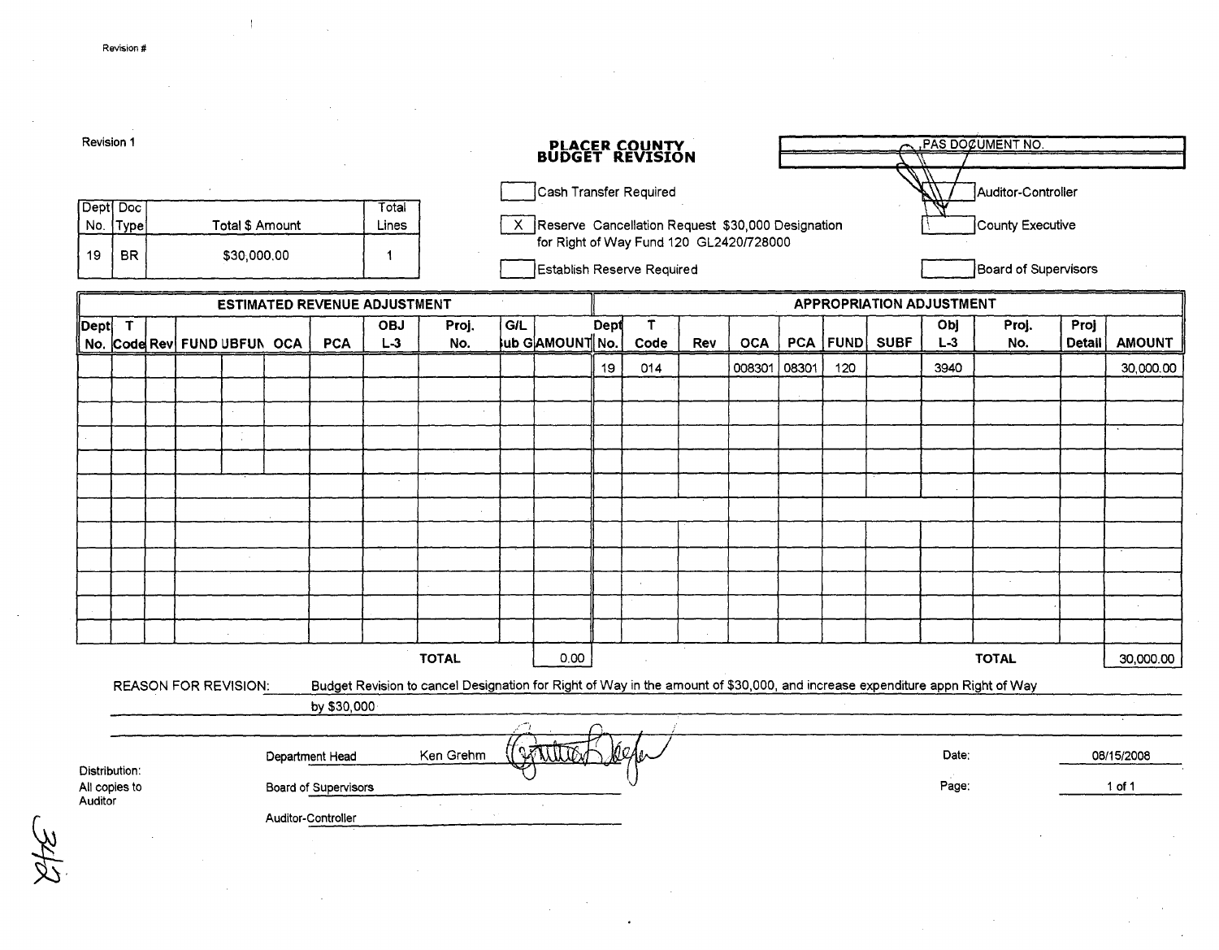Revision #

Revision 1

# PLACER COUNTY BUDGET REVISION

| PAS DOCUMENT NO. |
|---|
| |

| Dept No. | Doc Type | Total $ Amount | Total Lines |
|---|---|---|---|
| 19 | BR | $30,000.00 | 1 |

[ ] Cash Transfer Required

[X] Reserve Cancellation Request $30,000 Designation for Right of Way Fund 120 GL2420/728000

[ ] Establish Reserve Required

[ ] Auditor-Controller

[ ] County Executive

[ ] Board of Supervisors

| ESTIMATED REVENUE ADJUSTMENT | | | | | | | | | | | APPROPRIATION ADJUSTMENT | | | | | | | | | | |
|---|---|---|---|---|---|---|---|---|---|---|---|---|---|---|---|---|---|---|---|---|---|
| Dept No. | T Code | Rev | FUND | SUBFUN | OCA | PCA | OBJ L-3 | Proj. No. | G/L Sub G | AMOUNT | Dept No. | T Code | Rev | OCA | PCA | FUND | SUBF | Obj L-3 | Proj. No. | Proj Detail | AMOUNT |
| | | | | | | | | | | | 19 | 014 | | 008301 | 08301 | 120 | | 3940 | | | 30,000.00 |
| | | | | | | | | TOTAL | | 0.00 | | | | | | | | TOTAL | | | 30,000.00 |

REASON FOR REVISION: Budget Revision to cancel Designation for Right of Way in the amount of $30,000, and increase expenditure appn Right of Way by $30,000

Department Head Ken Grehm [signature]

Date: 08/15/2008

Board of Supervisors

Auditor-Controller

Page: 1 of 1

Distribution:
All copies to Auditor

342